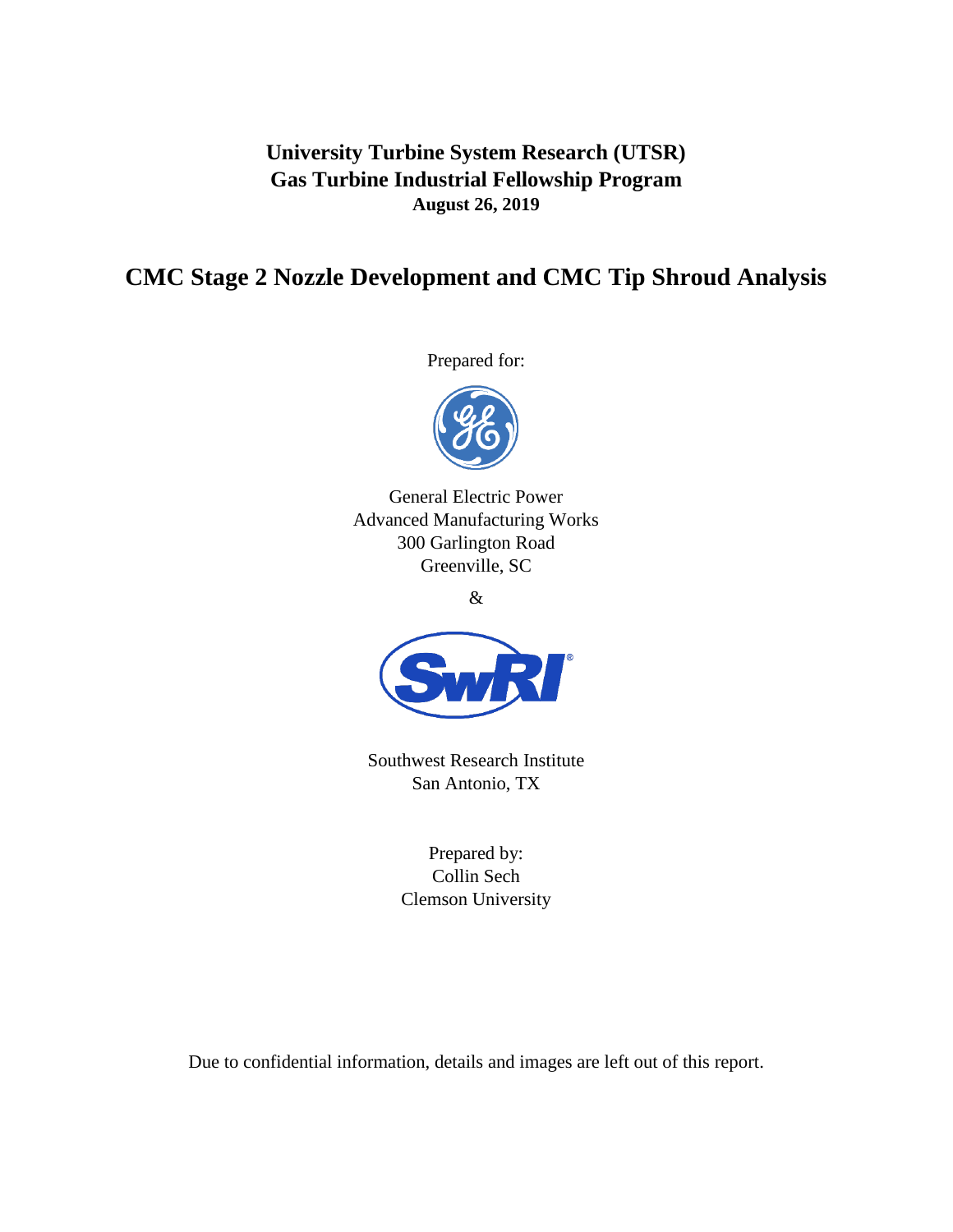**University Turbine System Research (UTSR)**
**Gas Turbine Industrial Fellowship Program**
**August 26, 2019**

# CMC Stage 2 Nozzle Development and CMC Tip Shroud Analysis

Prepared for:

General Electric Power
Advanced Manufacturing Works
300 Garlington Road
Greenville, SC

&

Southwest Research Institute
San Antonio, TX

Prepared by:
Collin Sech
Clemson University

Due to confidential information, details and images are left out of this report.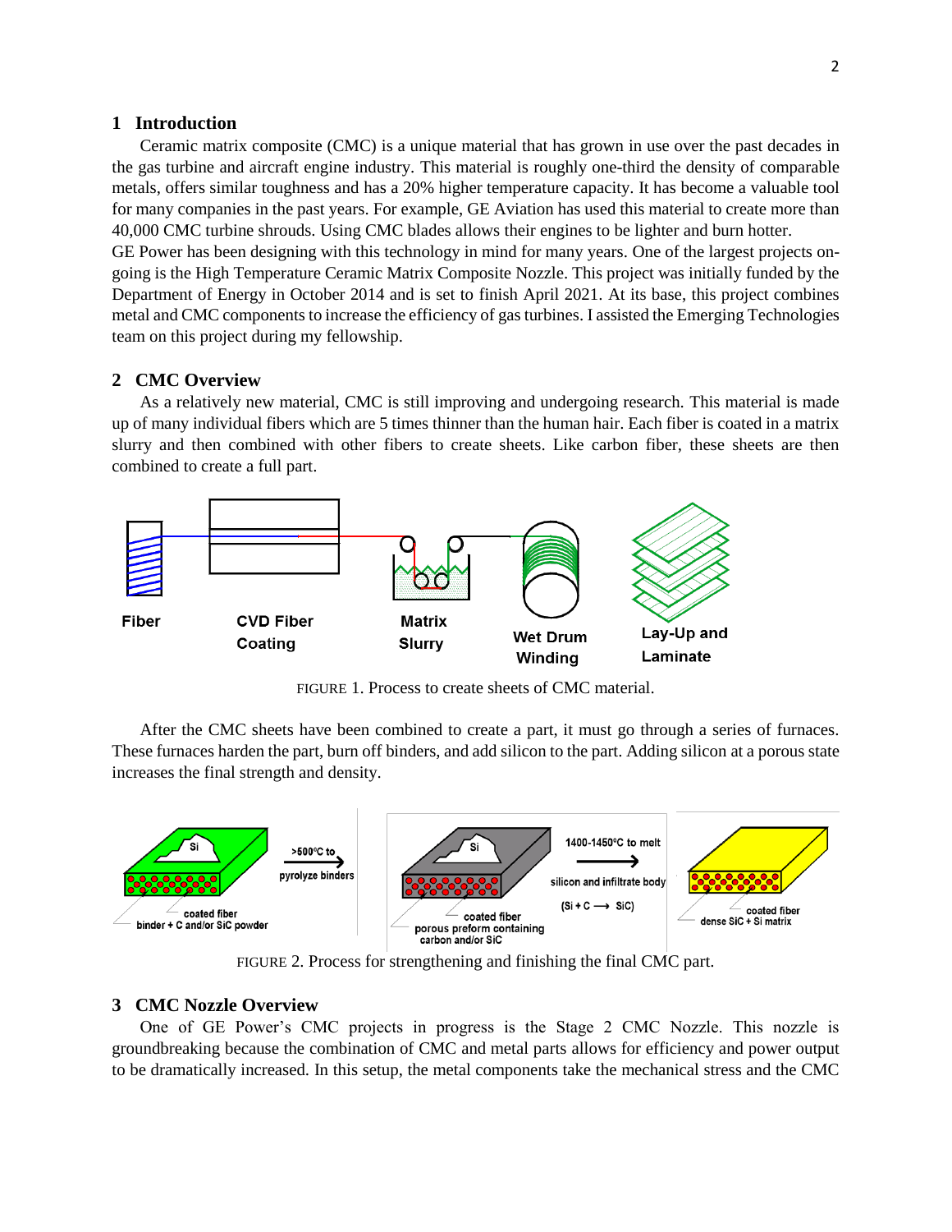## 1 Introduction

Ceramic matrix composite (CMC) is a unique material that has grown in use over the past decades in the gas turbine and aircraft engine industry. This material is roughly one-third the density of comparable metals, offers similar toughness and has a 20% higher temperature capacity. It has become a valuable tool for many companies in the past years. For example, GE Aviation has used this material to create more than 40,000 CMC turbine shrouds. Using CMC blades allows their engines to be lighter and burn hotter.

GE Power has been designing with this technology in mind for many years. One of the largest projects on-going is the High Temperature Ceramic Matrix Composite Nozzle. This project was initially funded by the Department of Energy in October 2014 and is set to finish April 2021. At its base, this project combines metal and CMC components to increase the efficiency of gas turbines. I assisted the Emerging Technologies team on this project during my fellowship.

## 2 CMC Overview

As a relatively new material, CMC is still improving and undergoing research. This material is made up of many individual fibers which are 5 times thinner than the human hair. Each fiber is coated in a matrix slurry and then combined with other fibers to create sheets. Like carbon fiber, these sheets are then combined to create a full part.

FIGURE 1. Process to create sheets of CMC material.

After the CMC sheets have been combined to create a part, it must go through a series of furnaces. These furnaces harden the part, burn off binders, and add silicon to the part. Adding silicon at a porous state increases the final strength and density.

FIGURE 2. Process for strengthening and finishing the final CMC part.

## 3 CMC Nozzle Overview

One of GE Power's CMC projects in progress is the Stage 2 CMC Nozzle. This nozzle is groundbreaking because the combination of CMC and metal parts allows for efficiency and power output to be dramatically increased. In this setup, the metal components take the mechanical stress and the CMC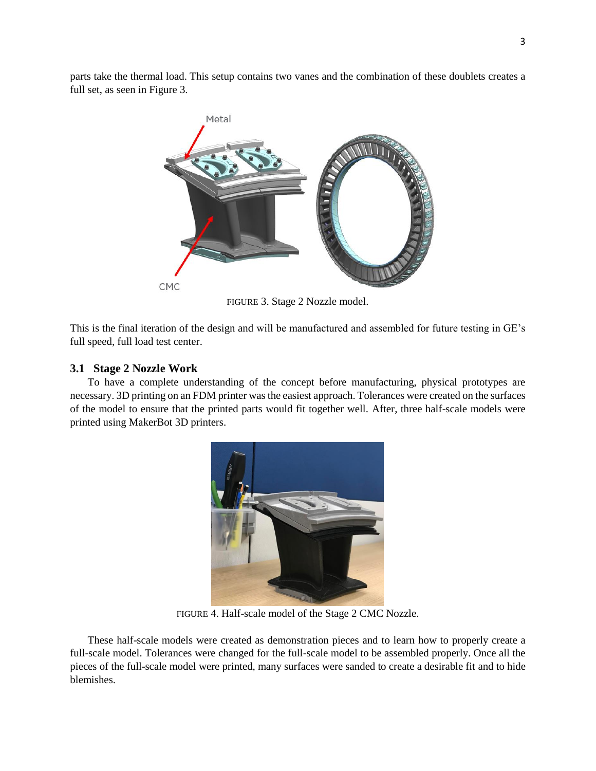parts take the thermal load. This setup contains two vanes and the combination of these doublets creates a full set, as seen in Figure 3.

FIGURE 3. Stage 2 Nozzle model.

This is the final iteration of the design and will be manufactured and assembled for future testing in GE's full speed, full load test center.

### 3.1 Stage 2 Nozzle Work

To have a complete understanding of the concept before manufacturing, physical prototypes are necessary. 3D printing on an FDM printer was the easiest approach. Tolerances were created on the surfaces of the model to ensure that the printed parts would fit together well. After, three half-scale models were printed using MakerBot 3D printers.

FIGURE 4. Half-scale model of the Stage 2 CMC Nozzle.

These half-scale models were created as demonstration pieces and to learn how to properly create a full-scale model. Tolerances were changed for the full-scale model to be assembled properly. Once all the pieces of the full-scale model were printed, many surfaces were sanded to create a desirable fit and to hide blemishes.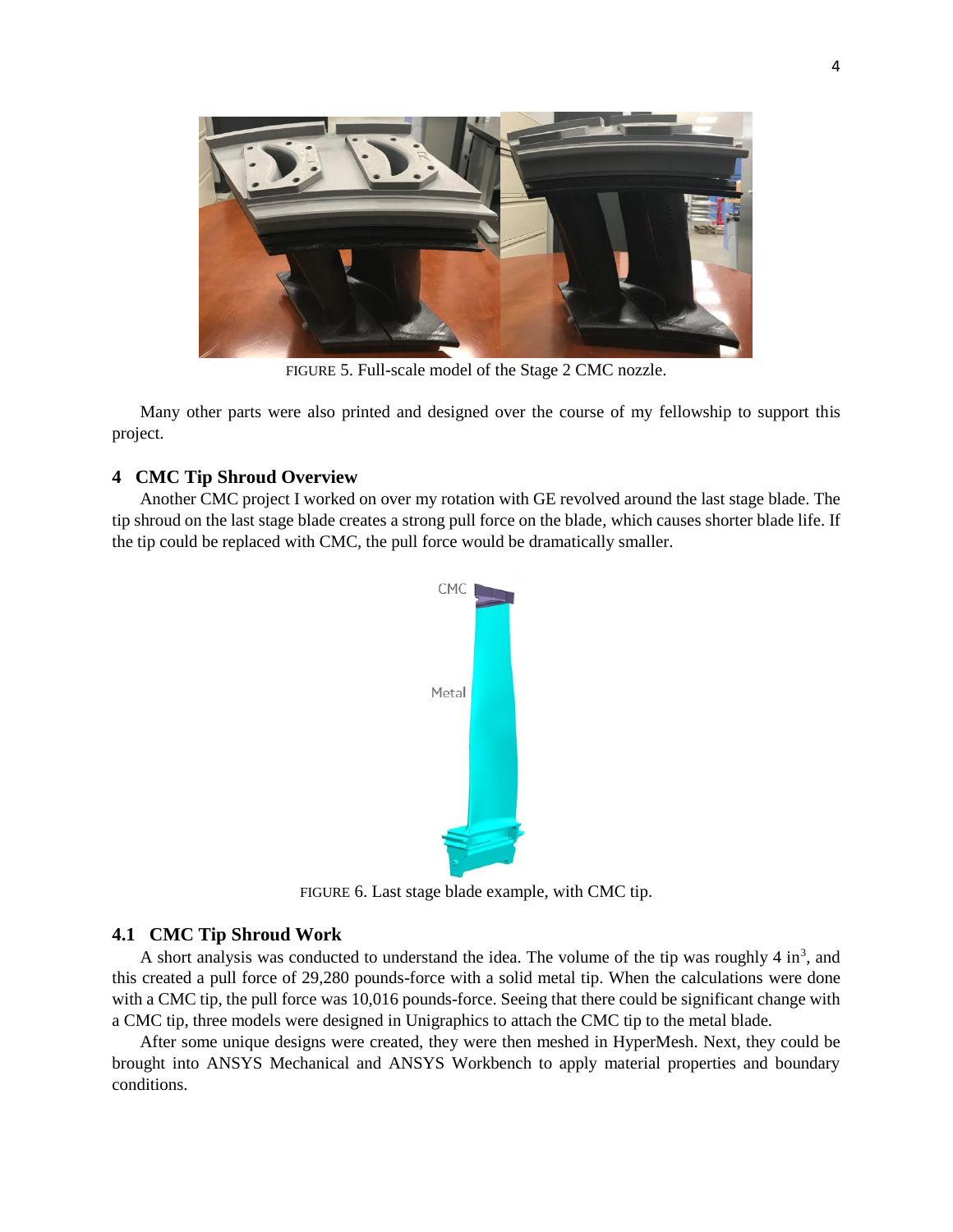FIGURE 5. Full-scale model of the Stage 2 CMC nozzle.

Many other parts were also printed and designed over the course of my fellowship to support this project.

## 4 CMC Tip Shroud Overview

Another CMC project I worked on over my rotation with GE revolved around the last stage blade. The tip shroud on the last stage blade creates a strong pull force on the blade, which causes shorter blade life. If the tip could be replaced with CMC, the pull force would be dramatically smaller.

FIGURE 6. Last stage blade example, with CMC tip.

### 4.1 CMC Tip Shroud Work

A short analysis was conducted to understand the idea. The volume of the tip was roughly 4 $in^3$, and this created a pull force of 29,280 pounds-force with a solid metal tip. When the calculations were done with a CMC tip, the pull force was 10,016 pounds-force. Seeing that there could be significant change with a CMC tip, three models were designed in Unigraphics to attach the CMC tip to the metal blade.

After some unique designs were created, they were then meshed in HyperMesh. Next, they could be brought into ANSYS Mechanical and ANSYS Workbench to apply material properties and boundary conditions.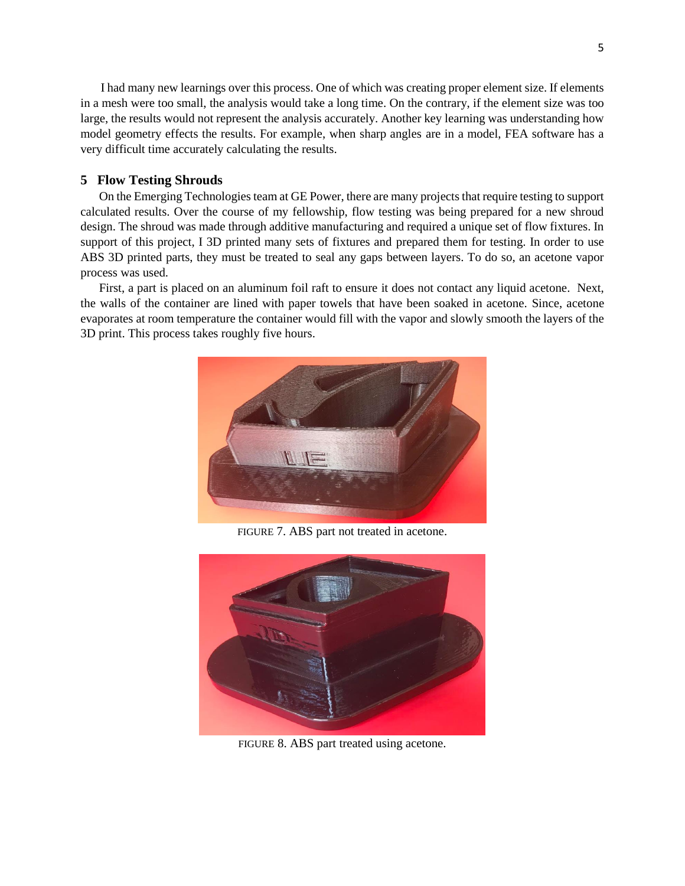I had many new learnings over this process. One of which was creating proper element size. If elements in a mesh were too small, the analysis would take a long time. On the contrary, if the element size was too large, the results would not represent the analysis accurately. Another key learning was understanding how model geometry effects the results. For example, when sharp angles are in a model, FEA software has a very difficult time accurately calculating the results.

## 5 Flow Testing Shrouds

On the Emerging Technologies team at GE Power, there are many projects that require testing to support calculated results. Over the course of my fellowship, flow testing was being prepared for a new shroud design. The shroud was made through additive manufacturing and required a unique set of flow fixtures. In support of this project, I 3D printed many sets of fixtures and prepared them for testing. In order to use ABS 3D printed parts, they must be treated to seal any gaps between layers. To do so, an acetone vapor process was used.

First, a part is placed on an aluminum foil raft to ensure it does not contact any liquid acetone. Next, the walls of the container are lined with paper towels that have been soaked in acetone. Since, acetone evaporates at room temperature the container would fill with the vapor and slowly smooth the layers of the 3D print. This process takes roughly five hours.

FIGURE 7. ABS part not treated in acetone.

FIGURE 8. ABS part treated using acetone.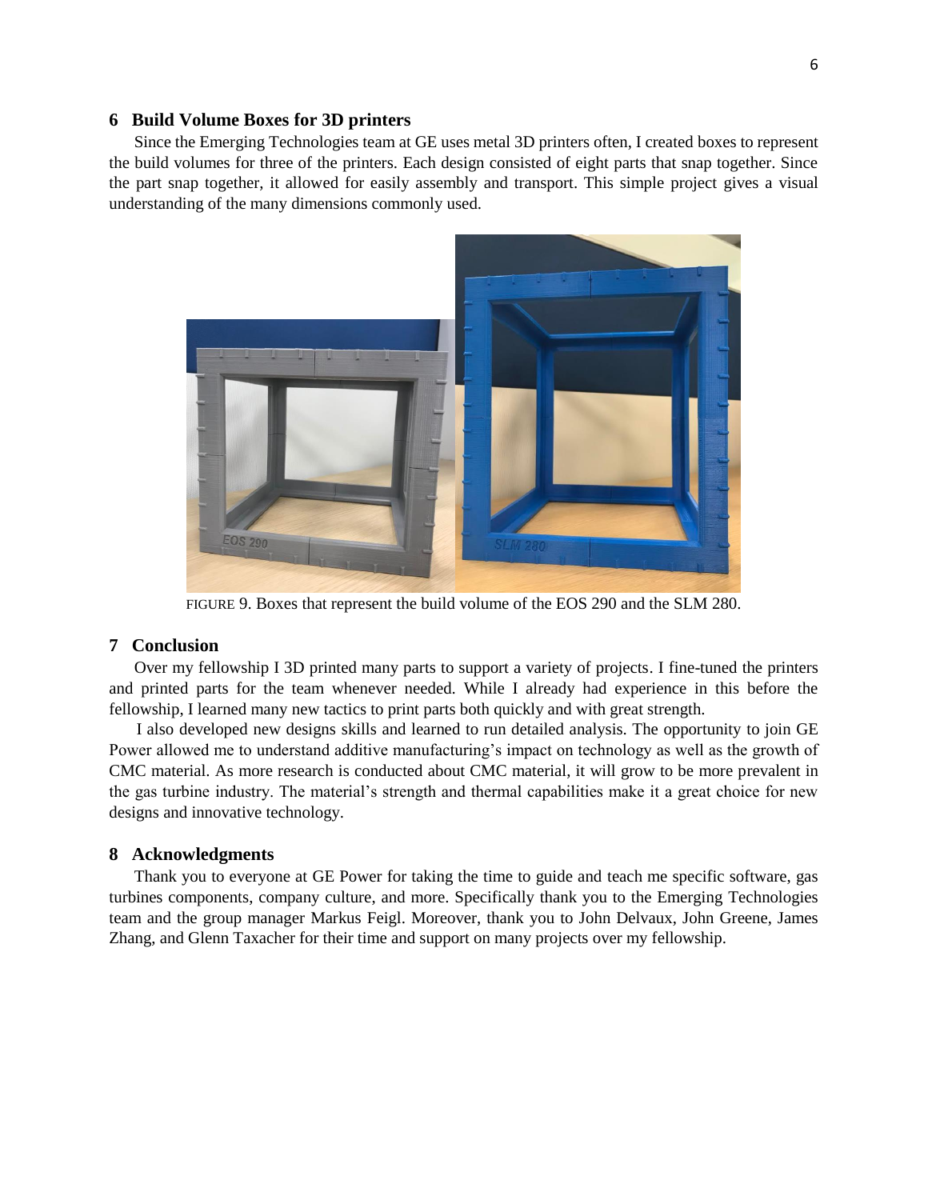## 6 Build Volume Boxes for 3D printers

Since the Emerging Technologies team at GE uses metal 3D printers often, I created boxes to represent the build volumes for three of the printers. Each design consisted of eight parts that snap together. Since the part snap together, it allowed for easily assembly and transport. This simple project gives a visual understanding of the many dimensions commonly used.

FIGURE 9. Boxes that represent the build volume of the EOS 290 and the SLM 280.

## 7 Conclusion

Over my fellowship I 3D printed many parts to support a variety of projects. I fine-tuned the printers and printed parts for the team whenever needed. While I already had experience in this before the fellowship, I learned many new tactics to print parts both quickly and with great strength.

I also developed new designs skills and learned to run detailed analysis. The opportunity to join GE Power allowed me to understand additive manufacturing's impact on technology as well as the growth of CMC material. As more research is conducted about CMC material, it will grow to be more prevalent in the gas turbine industry. The material's strength and thermal capabilities make it a great choice for new designs and innovative technology.

## 8 Acknowledgments

Thank you to everyone at GE Power for taking the time to guide and teach me specific software, gas turbines components, company culture, and more. Specifically thank you to the Emerging Technologies team and the group manager Markus Feigl. Moreover, thank you to John Delvaux, John Greene, James Zhang, and Glenn Taxacher for their time and support on many projects over my fellowship.